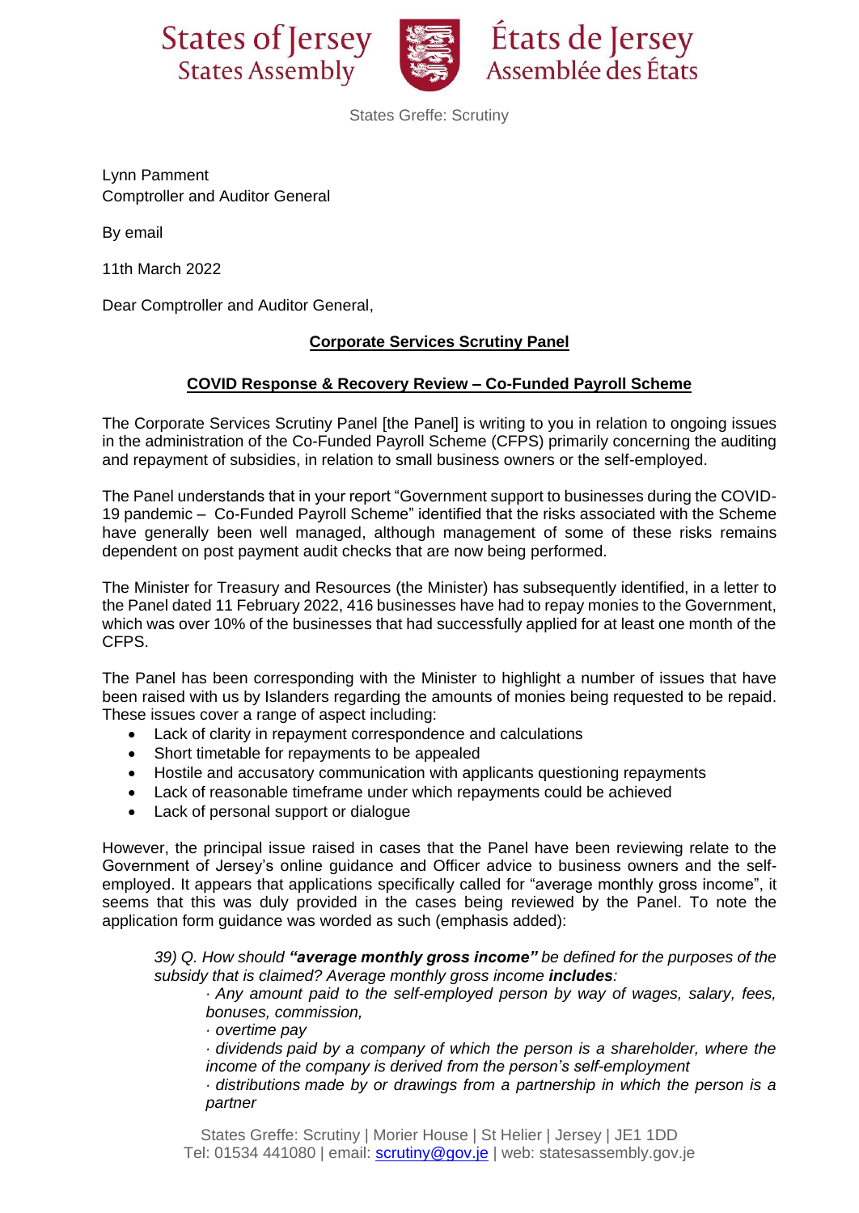States of Jersey
States Assembly

États de Jersey
Assemblée des États

States Greffe: Scrutiny

Lynn Pamment
Comptroller and Auditor General

By email

11th March 2022

Dear Comptroller and Auditor General,

**Corporate Services Scrutiny Panel**

**COVID Response & Recovery Review – Co-Funded Payroll Scheme**

The Corporate Services Scrutiny Panel [the Panel] is writing to you in relation to ongoing issues in the administration of the Co-Funded Payroll Scheme (CFPS) primarily concerning the auditing and repayment of subsidies, in relation to small business owners or the self-employed.

The Panel understands that in your report "Government support to businesses during the COVID-19 pandemic – Co-Funded Payroll Scheme" identified that the risks associated with the Scheme have generally been well managed, although management of some of these risks remains dependent on post payment audit checks that are now being performed.

The Minister for Treasury and Resources (the Minister) has subsequently identified, in a letter to the Panel dated 11 February 2022, 416 businesses have had to repay monies to the Government, which was over 10% of the businesses that had successfully applied for at least one month of the CFPS.

The Panel has been corresponding with the Minister to highlight a number of issues that have been raised with us by Islanders regarding the amounts of monies being requested to be repaid. These issues cover a range of aspect including:

- Lack of clarity in repayment correspondence and calculations
- Short timetable for repayments to be appealed
- Hostile and accusatory communication with applicants questioning repayments
- Lack of reasonable timeframe under which repayments could be achieved
- Lack of personal support or dialogue

However, the principal issue raised in cases that the Panel have been reviewing relate to the Government of Jersey's online guidance and Officer advice to business owners and the self-employed. It appears that applications specifically called for "average monthly gross income", it seems that this was duly provided in the cases being reviewed by the Panel. To note the application form guidance was worded as such (emphasis added):

> *39) Q. How should **"average monthly gross income"** be defined for the purposes of the subsidy that is claimed? Average monthly gross income **includes**:*
>
> *· Any amount paid to the self-employed person by way of wages, salary, fees, bonuses, commission,*
>
> *· overtime pay*
>
> *· dividends paid by a company of which the person is a shareholder, where the income of the company is derived from the person's self-employment*
>
> *· distributions made by or drawings from a partnership in which the person is a partner*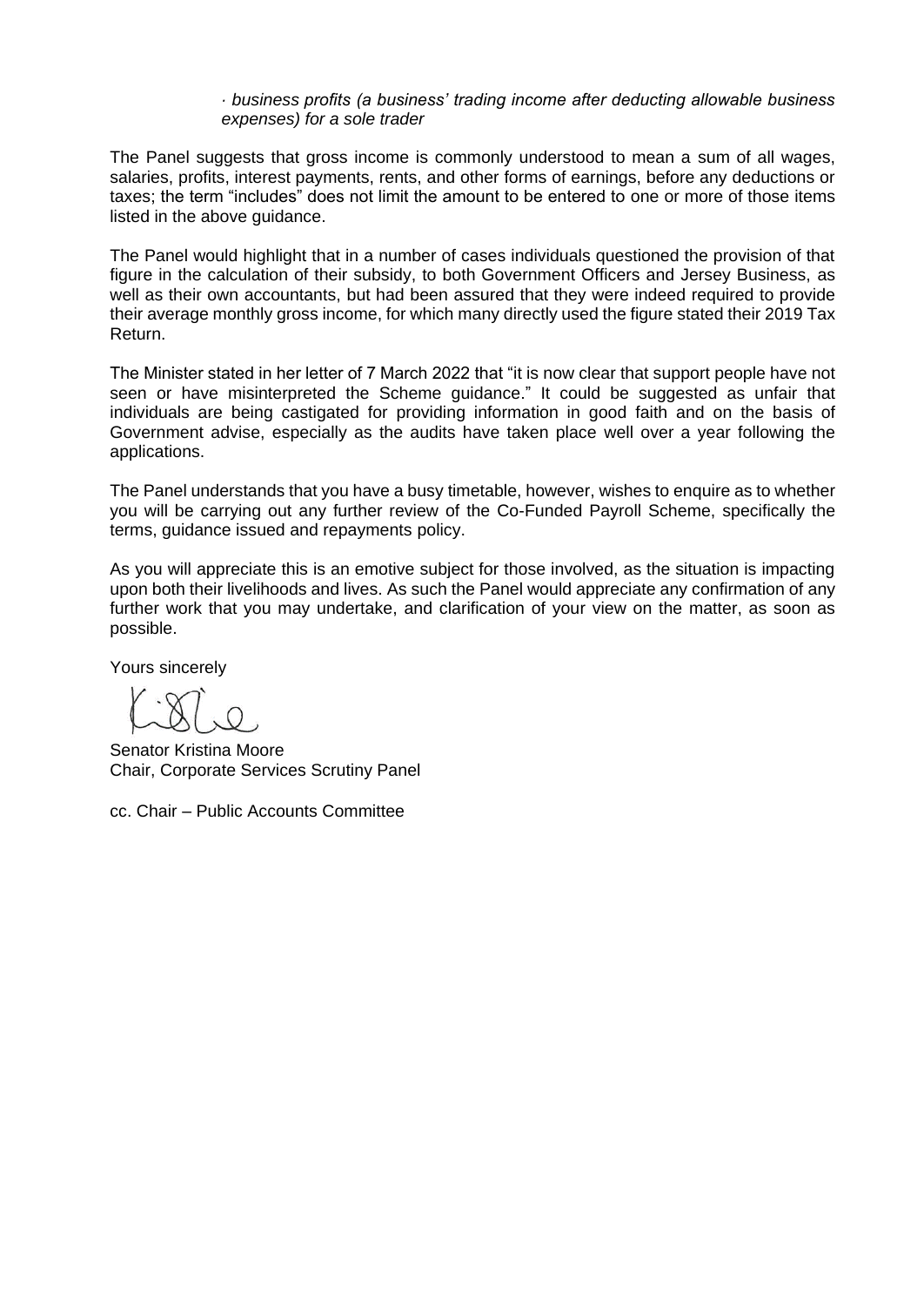*· business profits (a business' trading income after deducting allowable business expenses) for a sole trader*

The Panel suggests that gross income is commonly understood to mean a sum of all wages, salaries, profits, interest payments, rents, and other forms of earnings, before any deductions or taxes; the term "includes" does not limit the amount to be entered to one or more of those items listed in the above guidance.

The Panel would highlight that in a number of cases individuals questioned the provision of that figure in the calculation of their subsidy, to both Government Officers and Jersey Business, as well as their own accountants, but had been assured that they were indeed required to provide their average monthly gross income, for which many directly used the figure stated their 2019 Tax Return.

The Minister stated in her letter of 7 March 2022 that "it is now clear that support people have not seen or have misinterpreted the Scheme guidance." It could be suggested as unfair that individuals are being castigated for providing information in good faith and on the basis of Government advise, especially as the audits have taken place well over a year following the applications.

The Panel understands that you have a busy timetable, however, wishes to enquire as to whether you will be carrying out any further review of the Co-Funded Payroll Scheme, specifically the terms, guidance issued and repayments policy.

As you will appreciate this is an emotive subject for those involved, as the situation is impacting upon both their livelihoods and lives. As such the Panel would appreciate any confirmation of any further work that you may undertake, and clarification of your view on the matter, as soon as possible.

Yours sincerely

Senator Kristina Moore
Chair, Corporate Services Scrutiny Panel

cc. Chair – Public Accounts Committee